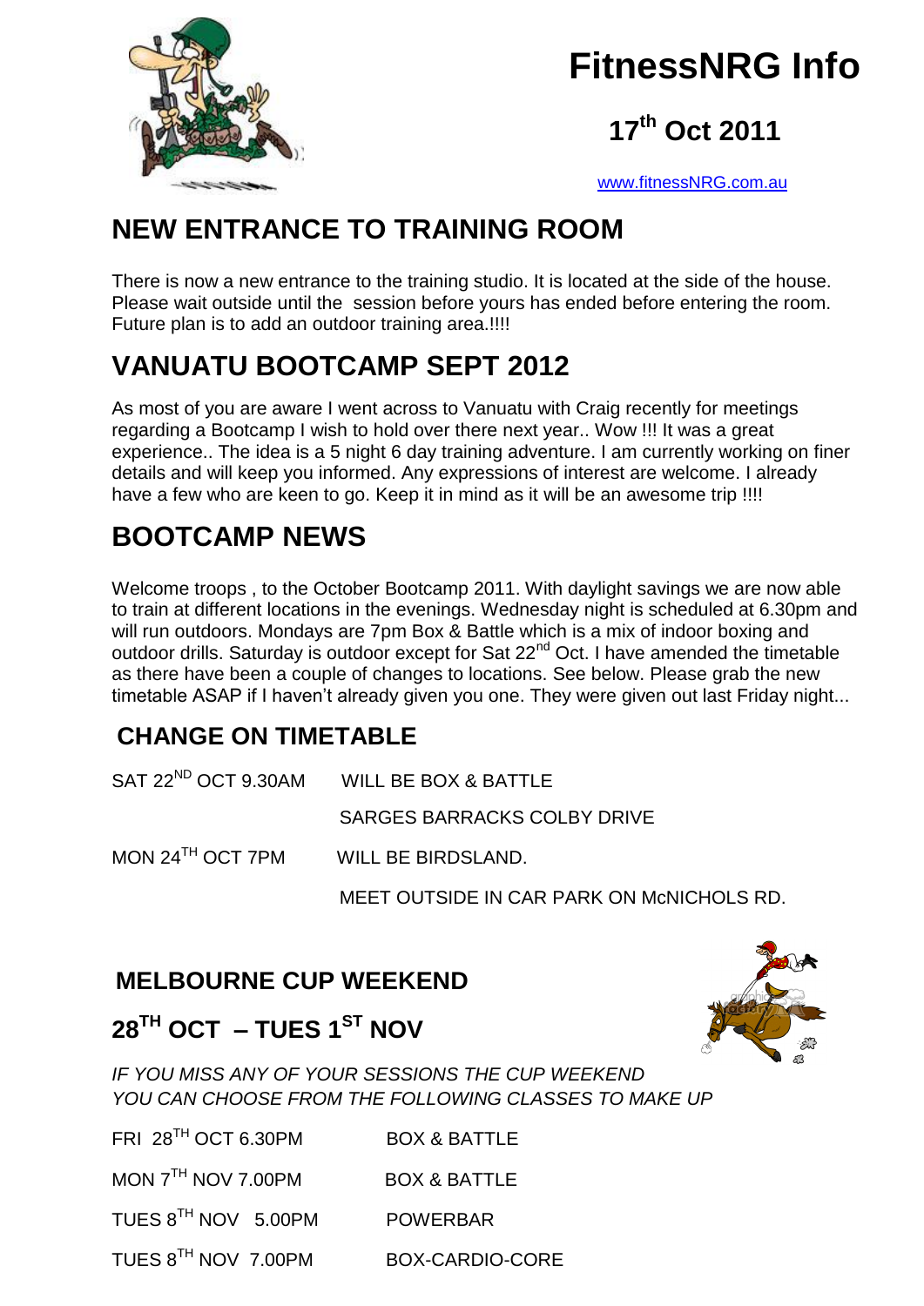# FitnessNRG Info

## 17th Oct 2011

www.fitnessNRG.com.au

## NEW ENTRANCE TO TRAINING ROOM

There is now a new entrance to the training studio. It is located at the side of the house. Please wait outside until the session before yours has ended before entering the room. Future plan is to add an outdoor training area.!!!!

## VANUATU BOOTCAMP SEPT 2012

As most of you are aware I went across to Vanuatu with Craig recently for meetings regarding a Bootcamp I wish to hold over there next year.. Wow !!! It was a great experience.. The idea is a 5 night 6 day training adventure. I am currently working on finer details and will keep you informed. Any expressions of interest are welcome. I already have a few who are keen to go. Keep it in mind as it will be an awesome trip !!!!

## BOOTCAMP NEWS

Welcome troops , to the October Bootcamp 2011. With daylight savings we are now able to train at different locations in the evenings. Wednesday night is scheduled at 6.30pm and will run outdoors. Mondays are 7pm Box & Battle which is a mix of indoor boxing and outdoor drills. Saturday is outdoor except for Sat 22nd Oct. I have amended the timetable as there have been a couple of changes to locations. See below. Please grab the new timetable ASAP if I haven't already given you one. They were given out last Friday night...

### CHANGE ON TIMETABLE

| | |
|---|---|
| SAT 22ND OCT 9.30AM | WILL BE BOX & BATTLE |
| | SARGES BARRACKS COLBY DRIVE |
| MON 24TH OCT 7PM | WILL BE BIRDSLAND. |
| | MEET OUTSIDE IN CAR PARK ON McNICHOLS RD. |

### MELBOURNE CUP WEEKEND

## 28TH OCT – TUES 1ST NOV

*IF YOU MISS ANY OF YOUR SESSIONS THE CUP WEEKEND YOU CAN CHOOSE FROM THE FOLLOWING CLASSES TO MAKE UP*

| | |
|---|---|
| FRI 28TH OCT 6.30PM | BOX & BATTLE |
| MON 7TH NOV 7.00PM | BOX & BATTLE |
| TUES 8TH NOV 5.00PM | POWERBAR |
| TUES 8TH NOV 7.00PM | BOX-CARDIO-CORE |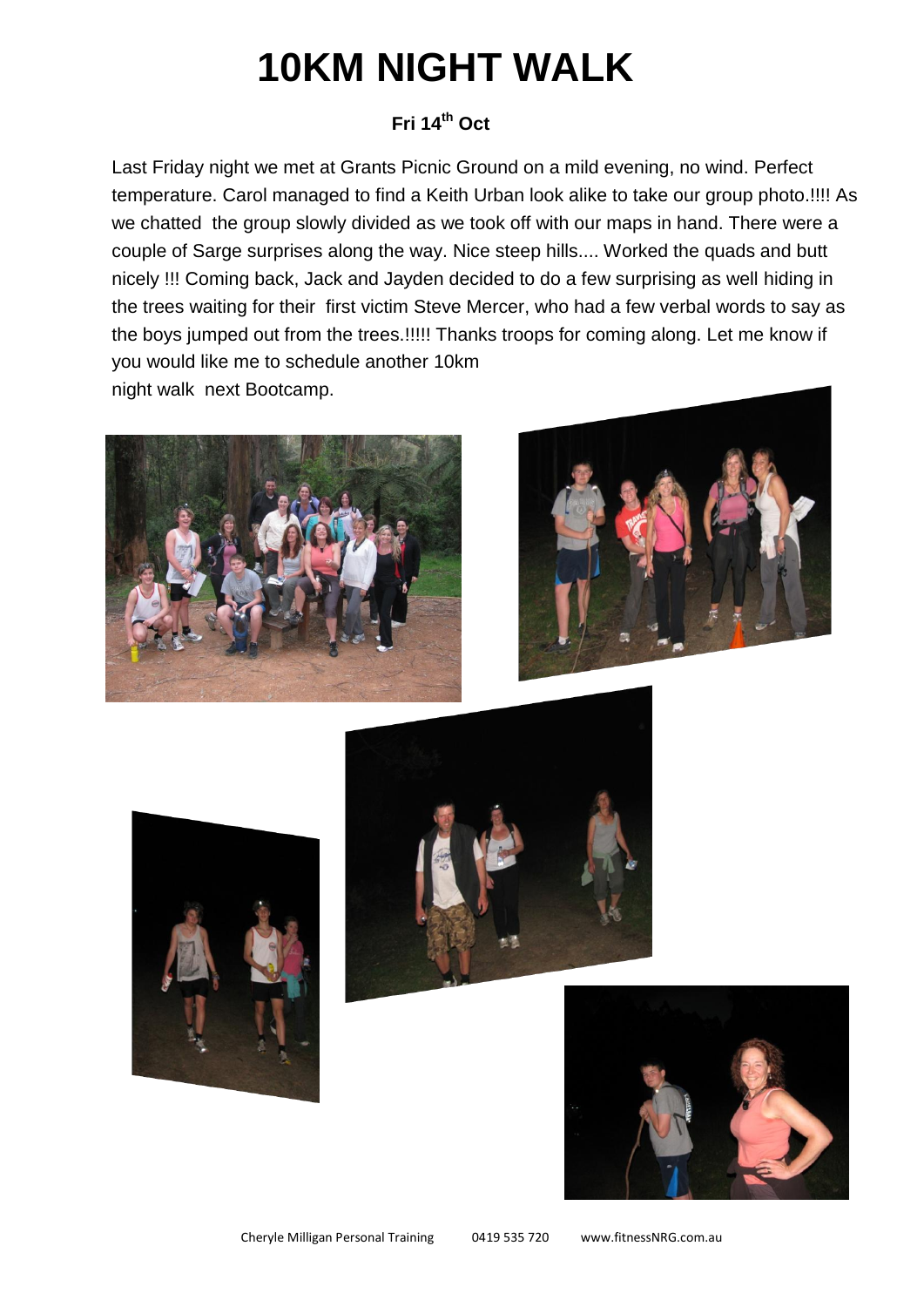# 10KM NIGHT WALK

**Fri 14th Oct**

Last Friday night we met at Grants Picnic Ground on a mild evening, no wind. Perfect temperature. Carol managed to find a Keith Urban look alike to take our group photo.!!!! As we chatted the group slowly divided as we took off with our maps in hand. There were a couple of Sarge surprises along the way. Nice steep hills.... Worked the quads and butt nicely !!! Coming back, Jack and Jayden decided to do a few surprising as well hiding in the trees waiting for their first victim Steve Mercer, who had a few verbal words to say as the boys jumped out from the trees.!!!!! Thanks troops for coming along. Let me know if you would like me to schedule another 10km night walk next Bootcamp.

Cheryle Milligan Personal Training 0419 535 720 www.fitnessNRG.com.au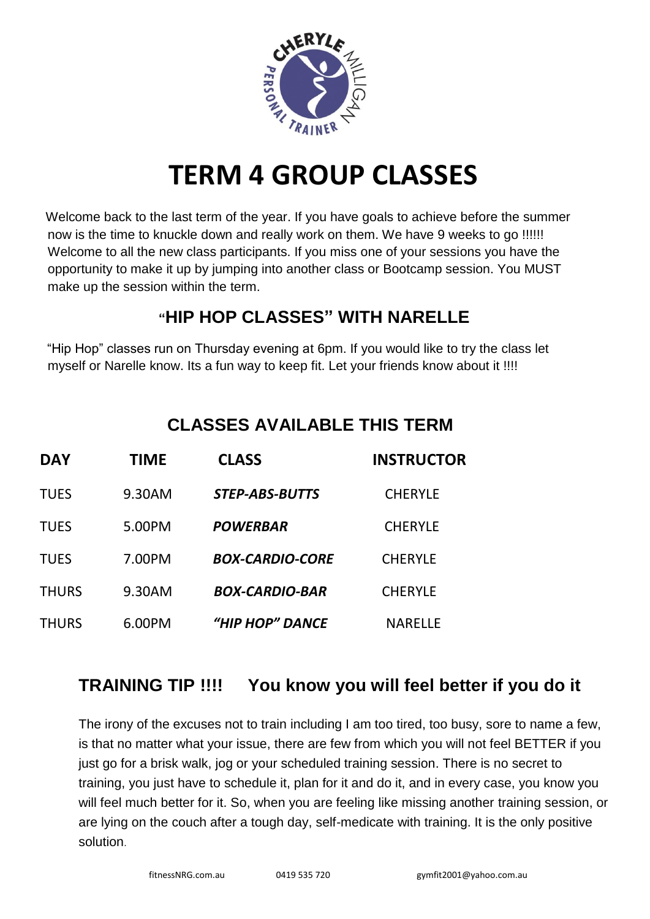# TERM 4 GROUP CLASSES

Welcome back to the last term of the year. If you have goals to achieve before the summer now is the time to knuckle down and really work on them. We have 9 weeks to go !!!!!! Welcome to all the new class participants. If you miss one of your sessions you have the opportunity to make it up by jumping into another class or Bootcamp session. You MUST make up the session within the term.

## "HIP HOP CLASSES" WITH NARELLE

"Hip Hop" classes run on Thursday evening at 6pm. If you would like to try the class let myself or Narelle know. Its a fun way to keep fit. Let your friends know about it !!!!

## CLASSES AVAILABLE THIS TERM

| DAY | TIME | CLASS | INSTRUCTOR |
|---|---|---|---|
| TUES | 9.30AM | ***STEP-ABS-BUTTS*** | CHERYLE |
| TUES | 5.00PM | ***POWERBAR*** | CHERYLE |
| TUES | 7.00PM | ***BOX-CARDIO-CORE*** | CHERYLE |
| THURS | 9.30AM | ***BOX-CARDIO-BAR*** | CHERYLE |
| THURS | 6.00PM | ***"HIP HOP" DANCE*** | NARELLE |

## TRAINING TIP !!!! You know you will feel better if you do it

The irony of the excuses not to train including I am too tired, too busy, sore to name a few, is that no matter what your issue, there are few from which you will not feel BETTER if you just go for a brisk walk, jog or your scheduled training session. There is no secret to training, you just have to schedule it, plan for it and do it, and in every case, you know you will feel much better for it. So, when you are feeling like missing another training session, or are lying on the couch after a tough day, self-medicate with training. It is the only positive solution.

fitnessNRG.com.au 0419 535 720 gymfit2001@yahoo.com.au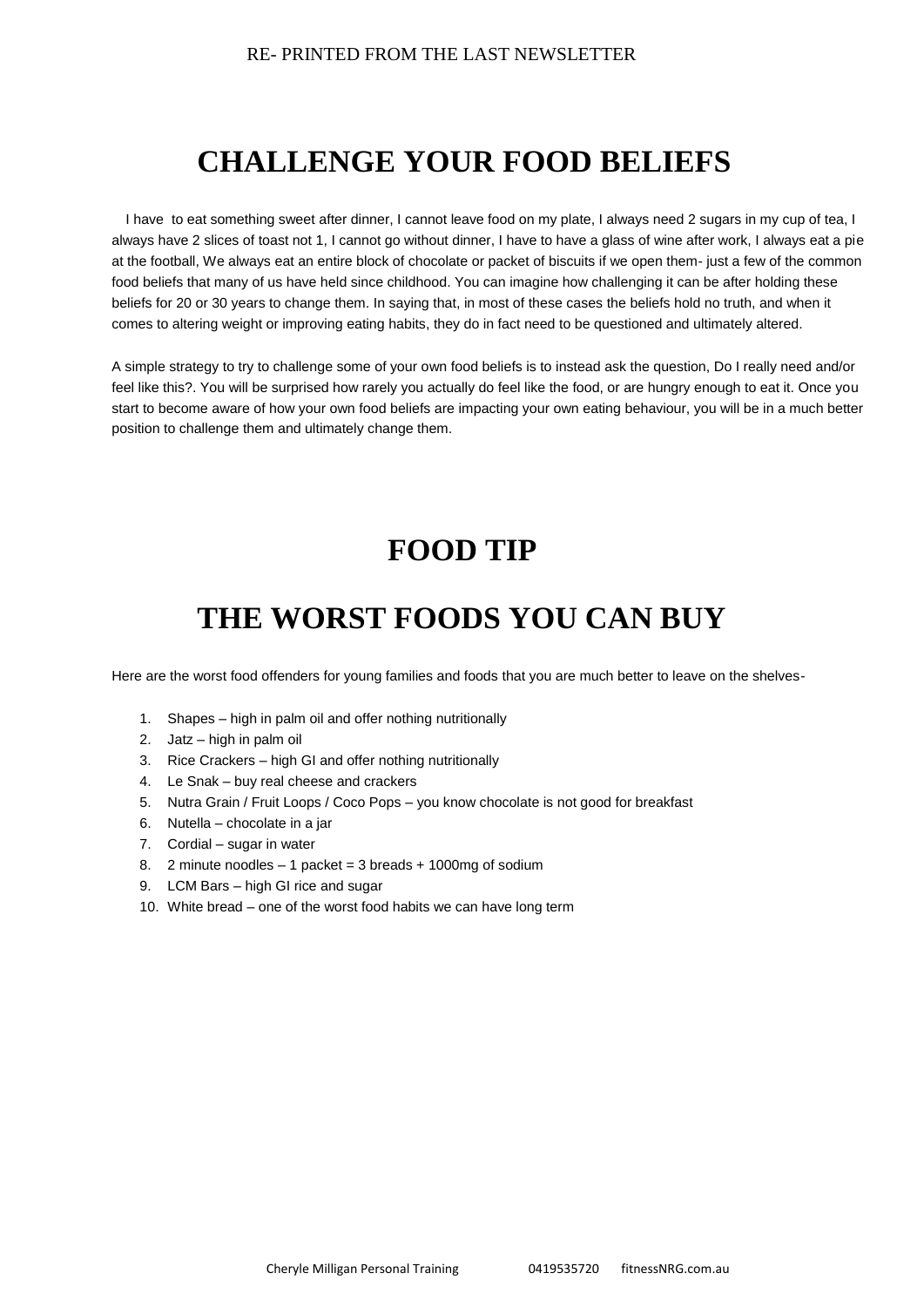RE- PRINTED FROM THE LAST NEWSLETTER

# CHALLENGE YOUR FOOD BELIEFS

I have to eat something sweet after dinner, I cannot leave food on my plate, I always need 2 sugars in my cup of tea, I always have 2 slices of toast not 1, I cannot go without dinner, I have to have a glass of wine after work, I always eat a pie at the football, We always eat an entire block of chocolate or packet of biscuits if we open them- just a few of the common food beliefs that many of us have held since childhood. You can imagine how challenging it can be after holding these beliefs for 20 or 30 years to change them. In saying that, in most of these cases the beliefs hold no truth, and when it comes to altering weight or improving eating habits, they do in fact need to be questioned and ultimately altered.

A simple strategy to try to challenge some of your own food beliefs is to instead ask the question, Do I really need and/or feel like this?. You will be surprised how rarely you actually do feel like the food, or are hungry enough to eat it. Once you start to become aware of how your own food beliefs are impacting your own eating behaviour, you will be in a much better position to challenge them and ultimately change them.

# FOOD TIP

# THE WORST FOODS YOU CAN BUY

Here are the worst food offenders for young families and foods that you are much better to leave on the shelves-

1. Shapes – high in palm oil and offer nothing nutritionally
2. Jatz – high in palm oil
3. Rice Crackers – high GI and offer nothing nutritionally
4. Le Snak – buy real cheese and crackers
5. Nutra Grain / Fruit Loops / Coco Pops – you know chocolate is not good for breakfast
6. Nutella – chocolate in a jar
7. Cordial – sugar in water
8. 2 minute noodles – 1 packet = 3 breads + 1000mg of sodium
9. LCM Bars – high GI rice and sugar
10. White bread – one of the worst food habits we can have long term

Cheryle Milligan Personal Training 0419535720 fitnessNRG.com.au